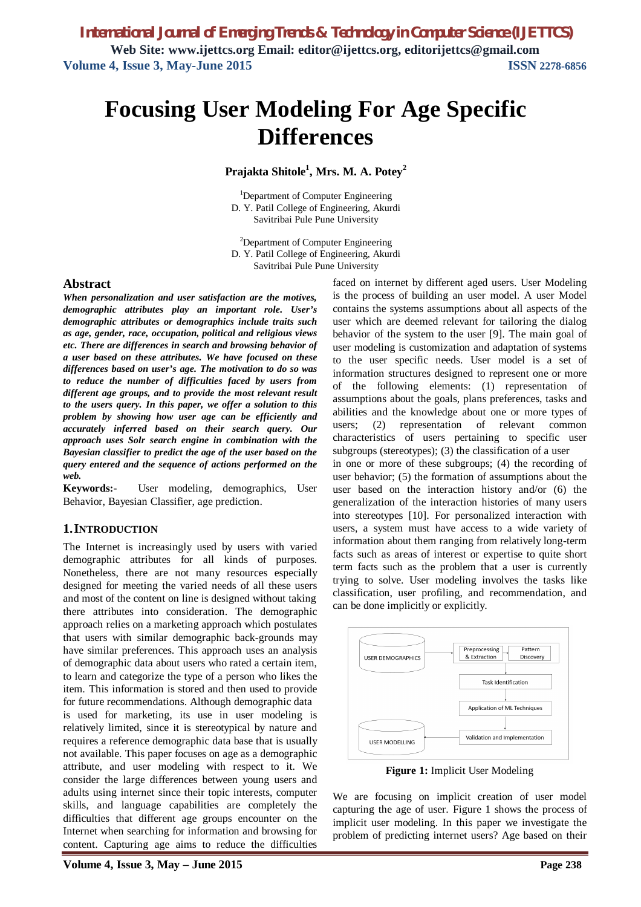# Focusing User Modeling For Age Specific Differences

**Prajakta Shitole[1], Mrs. M. A. Potey[2]**

[1]Department of Computer Engineering
D. Y. Patil College of Engineering, Akurdi
Savitribai Pule Pune University

[2]Department of Computer Engineering
D. Y. Patil College of Engineering, Akurdi
Savitribai Pule Pune University

## Abstract

***When personalization and user satisfaction are the motives, demographic attributes play an important role. User's demographic attributes or demographics include traits such as age, gender, race, occupation, political and religious views etc. There are differences in search and browsing behavior of a user based on these attributes. We have focused on these differences based on user's age. The motivation to do so was to reduce the number of difficulties faced by users from different age groups, and to provide the most relevant result to the users query. In this paper, we offer a solution to this problem by showing how user age can be efficiently and accurately inferred based on their search query. Our approach uses Solr search engine in combination with the Bayesian classifier to predict the age of the user based on the query entered and the sequence of actions performed on the web.***

**Keywords:-** User modeling, demographics, User Behavior, Bayesian Classifier, age prediction.

## 1. INTRODUCTION

The Internet is increasingly used by users with varied demographic attributes for all kinds of purposes. Nonetheless, there are not many resources especially designed for meeting the varied needs of all these users and most of the content on line is designed without taking there attributes into consideration. The demographic approach relies on a marketing approach which postulates that users with similar demographic back-grounds may have similar preferences. This approach uses an analysis of demographic data about users who rated a certain item, to learn and categorize the type of a person who likes the item. This information is stored and then used to provide for future recommendations. Although demographic data is used for marketing, its use in user modeling is relatively limited, since it is stereotypical by nature and requires a reference demographic data base that is usually not available. This paper focuses on age as a demographic attribute, and user modeling with respect to it. We consider the large differences between young users and adults using internet since their topic interests, computer skills, and language capabilities are completely the difficulties that different age groups encounter on the Internet when searching for information and browsing for content. Capturing age aims to reduce the difficulties faced on internet by different aged users. User Modeling is the process of building an user model. A user Model contains the systems assumptions about all aspects of the user which are deemed relevant for tailoring the dialog behavior of the system to the user [9]. The main goal of user modeling is customization and adaptation of systems to the user specific needs. User model is a set of information structures designed to represent one or more of the following elements: (1) representation of assumptions about the goals, plans preferences, tasks and abilities and the knowledge about one or more types of users; (2) representation of relevant common characteristics of users pertaining to specific user subgroups (stereotypes); (3) the classification of a user in one or more of these subgroups; (4) the recording of user behavior; (5) the formation of assumptions about the user based on the interaction history and/or (6) the generalization of the interaction histories of many users into stereotypes [10]. For personalized interaction with users, a system must have access to a wide variety of information about them ranging from relatively long-term facts such as areas of interest or expertise to quite short term facts such as the problem that a user is currently trying to solve. User modeling involves the tasks like classification, user profiling, and recommendation, and can be done implicitly or explicitly.

**Figure 1:** Implicit User Modeling

We are focusing on implicit creation of user model capturing the age of user. Figure 1 shows the process of implicit user modeling. In this paper we investigate the problem of predicting internet users? Age based on their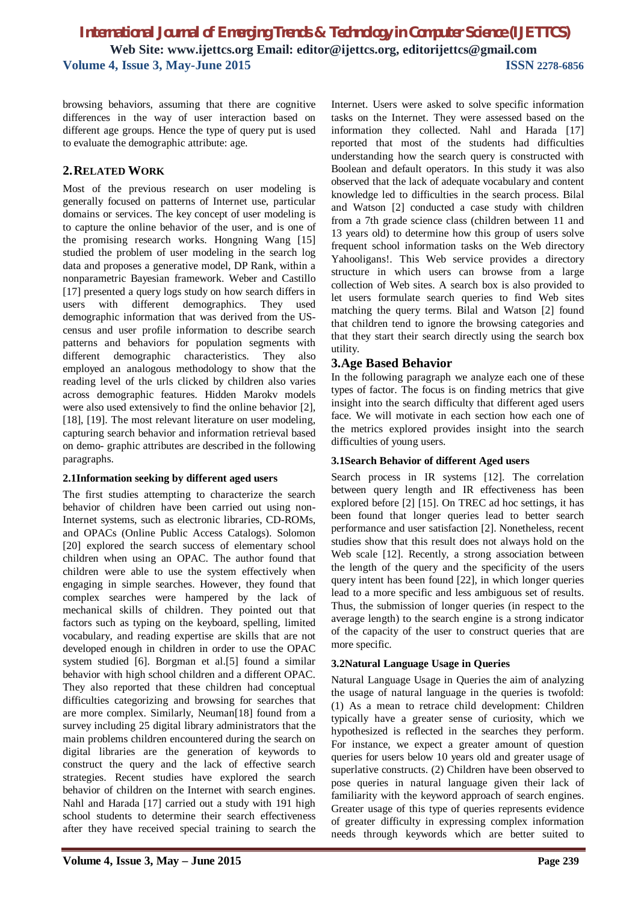browsing behaviors, assuming that there are cognitive differences in the way of user interaction based on different age groups. Hence the type of query put is used to evaluate the demographic attribute: age.

## 2. RELATED WORK

Most of the previous research on user modeling is generally focused on patterns of Internet use, particular domains or services. The key concept of user modeling is to capture the online behavior of the user, and is one of the promising research works. Hongning Wang [15] studied the problem of user modeling in the search log data and proposes a generative model, DP Rank, within a nonparametric Bayesian framework. Weber and Castillo [17] presented a query logs study on how search differs in users with different demographics. They used demographic information that was derived from the US-census and user profile information to describe search patterns and behaviors for population segments with different demographic characteristics. They also employed an analogous methodology to show that the reading level of the urls clicked by children also varies across demographic features. Hidden Marokv models were also used extensively to find the online behavior [2], [18], [19]. The most relevant literature on user modeling, capturing search behavior and information retrieval based on demo- graphic attributes are described in the following paragraphs.

### 2.1 Information seeking by different aged users

The first studies attempting to characterize the search behavior of children have been carried out using non-Internet systems, such as electronic libraries, CD-ROMs, and OPACs (Online Public Access Catalogs). Solomon [20] explored the search success of elementary school children when using an OPAC. The author found that children were able to use the system effectively when engaging in simple searches. However, they found that complex searches were hampered by the lack of mechanical skills of children. They pointed out that factors such as typing on the keyboard, spelling, limited vocabulary, and reading expertise are skills that are not developed enough in children in order to use the OPAC system studied [6]. Borgman et al.[5] found a similar behavior with high school children and a different OPAC. They also reported that these children had conceptual difficulties categorizing and browsing for searches that are more complex. Similarly, Neuman[18] found from a survey including 25 digital library administrators that the main problems children encountered during the search on digital libraries are the generation of keywords to construct the query and the lack of effective search strategies. Recent studies have explored the search behavior of children on the Internet with search engines. Nahl and Harada [17] carried out a study with 191 high school students to determine their search effectiveness after they have received special training to search the Internet. Users were asked to solve specific information tasks on the Internet. They were assessed based on the information they collected. Nahl and Harada [17] reported that most of the students had difficulties understanding how the search query is constructed with Boolean and default operators. In this study it was also observed that the lack of adequate vocabulary and content knowledge led to difficulties in the search process. Bilal and Watson [2] conducted a case study with children from a 7th grade science class (children between 11 and 13 years old) to determine how this group of users solve frequent school information tasks on the Web directory Yahooligans!. This Web service provides a directory structure in which users can browse from a large collection of Web sites. A search box is also provided to let users formulate search queries to find Web sites matching the query terms. Bilal and Watson [2] found that children tend to ignore the browsing categories and that they start their search directly using the search box utility.

## 3. Age Based Behavior

In the following paragraph we analyze each one of these types of factor. The focus is on finding metrics that give insight into the search difficulty that different aged users face. We will motivate in each section how each one of the metrics explored provides insight into the search difficulties of young users.

### 3.1 Search Behavior of different Aged users

Search process in IR systems [12]. The correlation between query length and IR effectiveness has been explored before [2] [15]. On TREC ad hoc settings, it has been found that longer queries lead to better search performance and user satisfaction [2]. Nonetheless, recent studies show that this result does not always hold on the Web scale [12]. Recently, a strong association between the length of the query and the specificity of the users query intent has been found [22], in which longer queries lead to a more specific and less ambiguous set of results. Thus, the submission of longer queries (in respect to the average length) to the search engine is a strong indicator of the capacity of the user to construct queries that are more specific.

### 3.2 Natural Language Usage in Queries

Natural Language Usage in Queries the aim of analyzing the usage of natural language in the queries is twofold: (1) As a mean to retrace child development: Children typically have a greater sense of curiosity, which we hypothesized is reflected in the searches they perform. For instance, we expect a greater amount of question queries for users below 10 years old and greater usage of superlative constructs. (2) Children have been observed to pose queries in natural language given their lack of familiarity with the keyword approach of search engines. Greater usage of this type of queries represents evidence of greater difficulty in expressing complex information needs through keywords which are better suited to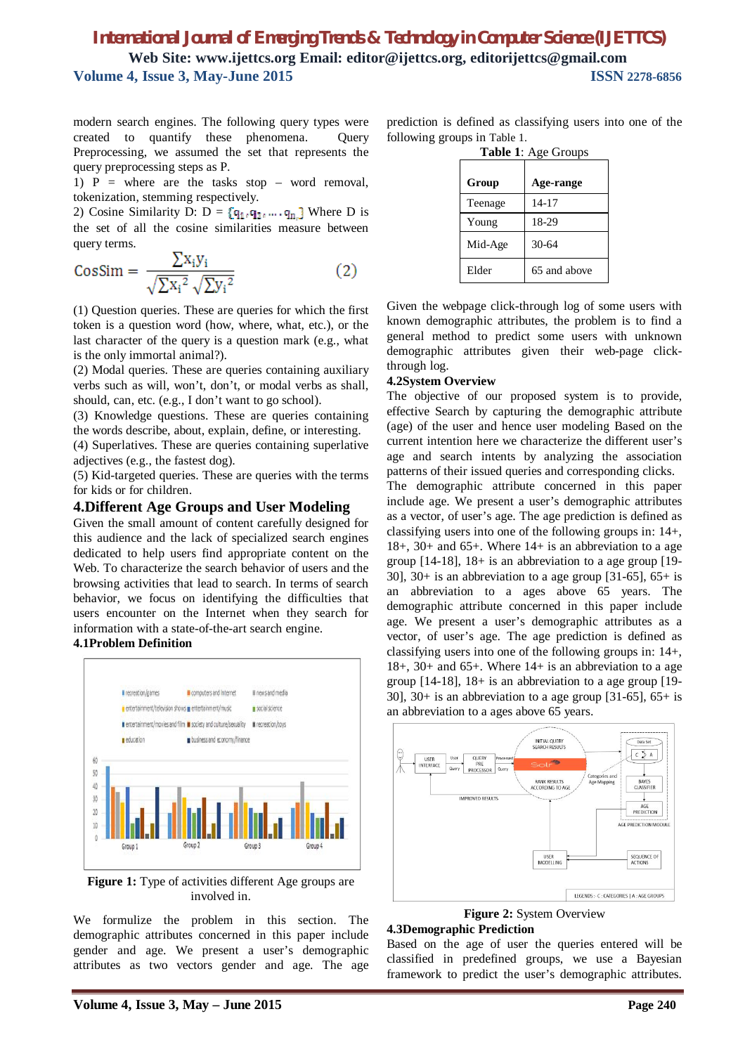modern search engines. The following query types were created to quantify these phenomena. Query Preprocessing, we assumed the set that represents the query preprocessing steps as P.

1) P = where are the tasks stop – word removal, tokenization, stemming respectively.

2) Cosine Similarity D: D = $\{q_1, q_2, \ldots, q_n\}$ Where D is the set of all the cosine similarities measure between query terms.

$$\text{CosSim} = \frac{\sum x_i y_i}{\sqrt{\sum x_i^2}\sqrt{\sum y_i^2}} \qquad (2)$$

(1) Question queries. These are queries for which the first token is a question word (how, where, what, etc.), or the last character of the query is a question mark (e.g., what is the only immortal animal?).

(2) Modal queries. These are queries containing auxiliary verbs such as will, won't, don't, or modal verbs as shall, should, can, etc. (e.g., I don't want to go school).

(3) Knowledge questions. These are queries containing the words describe, about, explain, define, or interesting.

(4) Superlatives. These are queries containing superlative adjectives (e.g., the fastest dog).

(5) Kid-targeted queries. These are queries with the terms for kids or for children.

## 4.Different Age Groups and User Modeling

Given the small amount of content carefully designed for this audience and the lack of specialized search engines dedicated to help users find appropriate content on the Web. To characterize the search behavior of users and the browsing activities that lead to search. In terms of search behavior, we focus on identifying the difficulties that users encounter on the Internet when they search for information with a state-of-the-art search engine.

### 4.1Problem Definition

**Figure 1:** Type of activities different Age groups are involved in.

We formulize the problem in this section. The demographic attributes concerned in this paper include gender and age. We present a user's demographic attributes as two vectors gender and age. The age prediction is defined as classifying users into one of the following groups in Table 1.

**Table 1**: Age Groups

| Group | Age-range |
|---|---|
| Teenage | 14-17 |
| Young | 18-29 |
| Mid-Age | 30-64 |
| Elder | 65 and above |

Given the webpage click-through log of some users with known demographic attributes, the problem is to find a general method to predict some users with unknown demographic attributes given their web-page click-through log.

### 4.2System Overview

The objective of our proposed system is to provide, effective Search by capturing the demographic attribute (age) of the user and hence user modeling Based on the current intention here we characterize the different user's age and search intents by analyzing the association patterns of their issued queries and corresponding clicks.

The demographic attribute concerned in this paper include age. We present a user's demographic attributes as a vector, of user's age. The age prediction is defined as classifying users into one of the following groups in: 14+, 18+, 30+ and 65+. Where 14+ is an abbreviation to a age group [14-18], 18+ is an abbreviation to a age group [19-30], 30+ is an abbreviation to a age group [31-65], 65+ is an abbreviation to a ages above 65 years. The demographic attribute concerned in this paper include age. We present a user's demographic attributes as a vector, of user's age. The age prediction is defined as classifying users into one of the following groups in: 14+, 18+, 30+ and 65+. Where 14+ is an abbreviation to a age group [14-18], 18+ is an abbreviation to a age group [19-30], 30+ is an abbreviation to a age group [31-65], 65+ is an abbreviation to a ages above 65 years.

**Figure 2:** System Overview

### 4.3Demographic Prediction

Based on the age of user the queries entered will be classified in predefined groups, we use a Bayesian framework to predict the user's demographic attributes.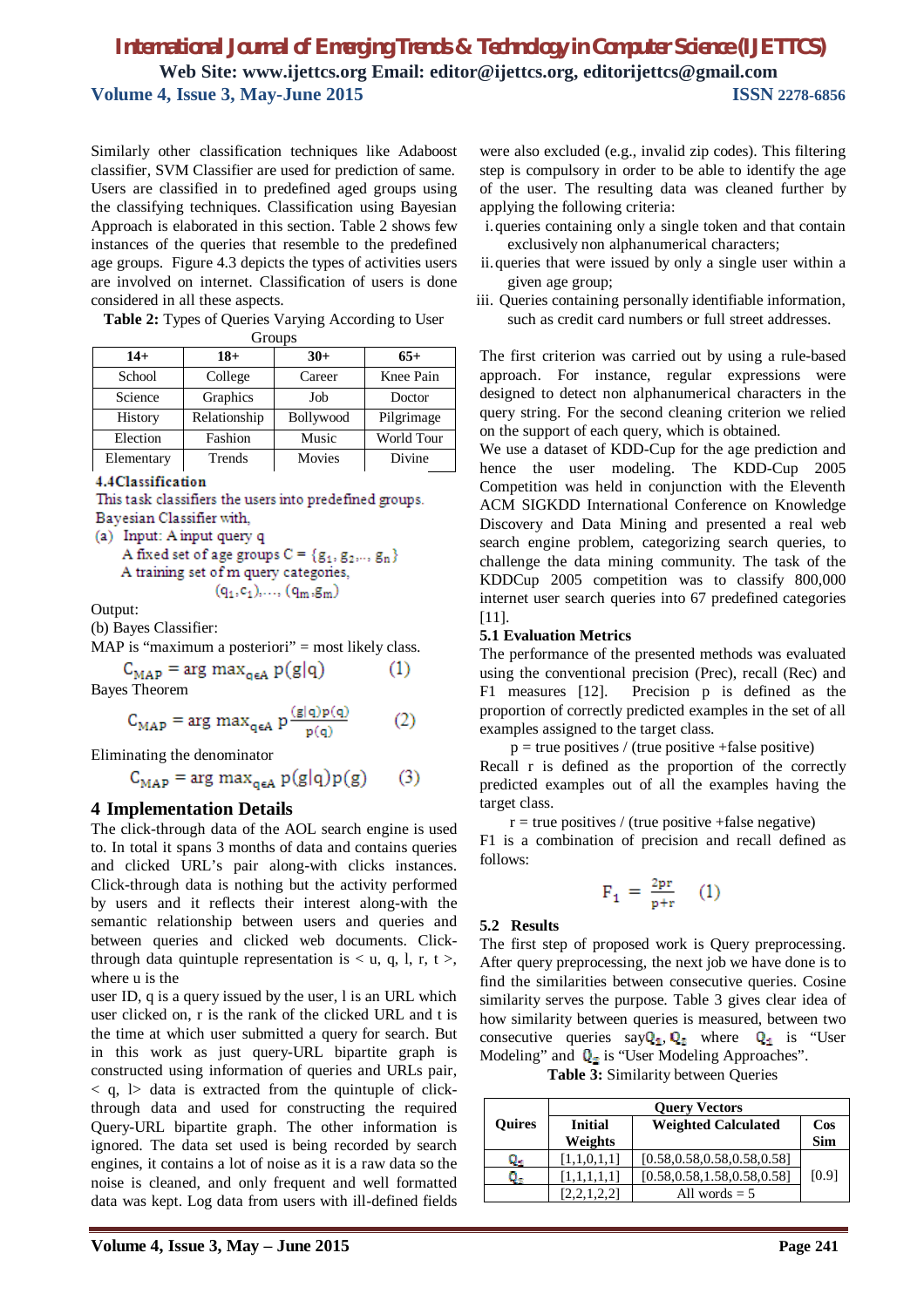Similarly other classification techniques like Adaboost classifier, SVM Classifier are used for prediction of same. Users are classified in to predefined aged groups using the classifying techniques. Classification using Bayesian Approach is elaborated in this section. Table 2 shows few instances of the queries that resemble to the predefined age groups. Figure 4.3 depicts the types of activities users are involved on internet. Classification of users is done considered in all these aspects.

**Table 2:** Types of Queries Varying According to User Groups

| 14+ | 18+ | 30+ | 65+ |
|---|---|---|---|
| School | College | Career | Knee Pain |
| Science | Graphics | Job | Doctor |
| History | Relationship | Bollywood | Pilgrimage |
| Election | Fashion | Music | World Tour |
| Elementary | Trends | Movies | Divine |

### 4.4Classification

This task classifiers the users into predefined groups.

Bayesian Classifier with,

(a) Input: A input query q

A fixed set of age groups $C = \{g_1, g_2, \dots, g_n\}$

A training set of m query categories,

$(q_1, c_1), \dots, (q_m, g_m)$

Output:

(b) Bayes Classifier:

MAP is "maximum a posteriori" = most likely class.

$$C_{MAP} = \arg\max_{q \in A} p(g|q) \qquad (1)$$

Bayes Theorem

$$C_{MAP} = \arg\max_{q \in A} p\frac{(g|q)p(q)}{p(q)} \qquad (2)$$

Eliminating the denominator

$$C_{MAP} = \arg\max_{q \in A} p(g|q)p(g) \qquad (3)$$

## 4 Implementation Details

The click-through data of the AOL search engine is used to. In total it spans 3 months of data and contains queries and clicked URL's pair along-with clicks instances. Click-through data is nothing but the activity performed by users and it reflects their interest along-with the semantic relationship between users and queries and between queries and clicked web documents. Click-through data quintuple representation is < u, q, l, r, t >, where u is the

user ID, q is a query issued by the user, l is an URL which user clicked on, r is the rank of the clicked URL and t is the time at which user submitted a query for search. But in this work as just query-URL bipartite graph is constructed using information of queries and URLs pair, < q, l> data is extracted from the quintuple of click-through data and used for constructing the required Query-URL bipartite graph. The other information is ignored. The data set used is being recorded by search engines, it contains a lot of noise as it is a raw data so the noise is cleaned, and only frequent and well formatted data was kept. Log data from users with ill-defined fields were also excluded (e.g., invalid zip codes). This filtering step is compulsory in order to be able to identify the age of the user. The resulting data was cleaned further by applying the following criteria:

i. queries containing only a single token and that contain exclusively non alphanumerical characters;
ii. queries that were issued by only a single user within a given age group;
iii. Queries containing personally identifiable information, such as credit card numbers or full street addresses.

The first criterion was carried out by using a rule-based approach. For instance, regular expressions were designed to detect non alphanumerical characters in the query string. For the second cleaning criterion we relied on the support of each query, which is obtained.

We use a dataset of KDD-Cup for the age prediction and hence the user modeling. The KDD-Cup 2005 Competition was held in conjunction with the Eleventh ACM SIGKDD International Conference on Knowledge Discovery and Data Mining and presented a real web search engine problem, categorizing search queries, to challenge the data mining community. The task of the KDDCup 2005 competition was to classify 800,000 internet user search queries into 67 predefined categories [11].

### 5.1 Evaluation Metrics

The performance of the presented methods was evaluated using the conventional precision (Prec), recall (Rec) and F1 measures [12]. Precision p is defined as the proportion of correctly predicted examples in the set of all examples assigned to the target class.

p = true positives / (true positive +false positive)

Recall r is defined as the proportion of the correctly predicted examples out of all the examples having the target class.

r = true positives / (true positive +false negative)

F1 is a combination of precision and recall defined as follows:

$$F_1 = \frac{2pr}{p+r} \qquad (1)$$

### 5.2 Results

The first step of proposed work is Query preprocessing. After query preprocessing, the next job we have done is to find the similarities between consecutive queries. Cosine similarity serves the purpose. Table 3 gives clear idea of how similarity between queries is measured, between two consecutive queries say $Q_1$, $Q_2$ where $Q_1$ is "User Modeling" and $Q_2$ is "User Modeling Approaches".

**Table 3:** Similarity between Queries

| Quires | Query Vectors | | |
|---|---|---|---|
| | Initial Weights | Weighted Calculated | Cos Sim |
| $Q_1$ | [1,1,0,1,1] | [0.58,0.58,0.58,0.58,0.58] | [0.9] |
| $Q_2$ | [1,1,1,1,1] | [0.58,0.58,1.58,0.58,0.58] | |
| | [2,2,1,2,2] | All words = 5 | |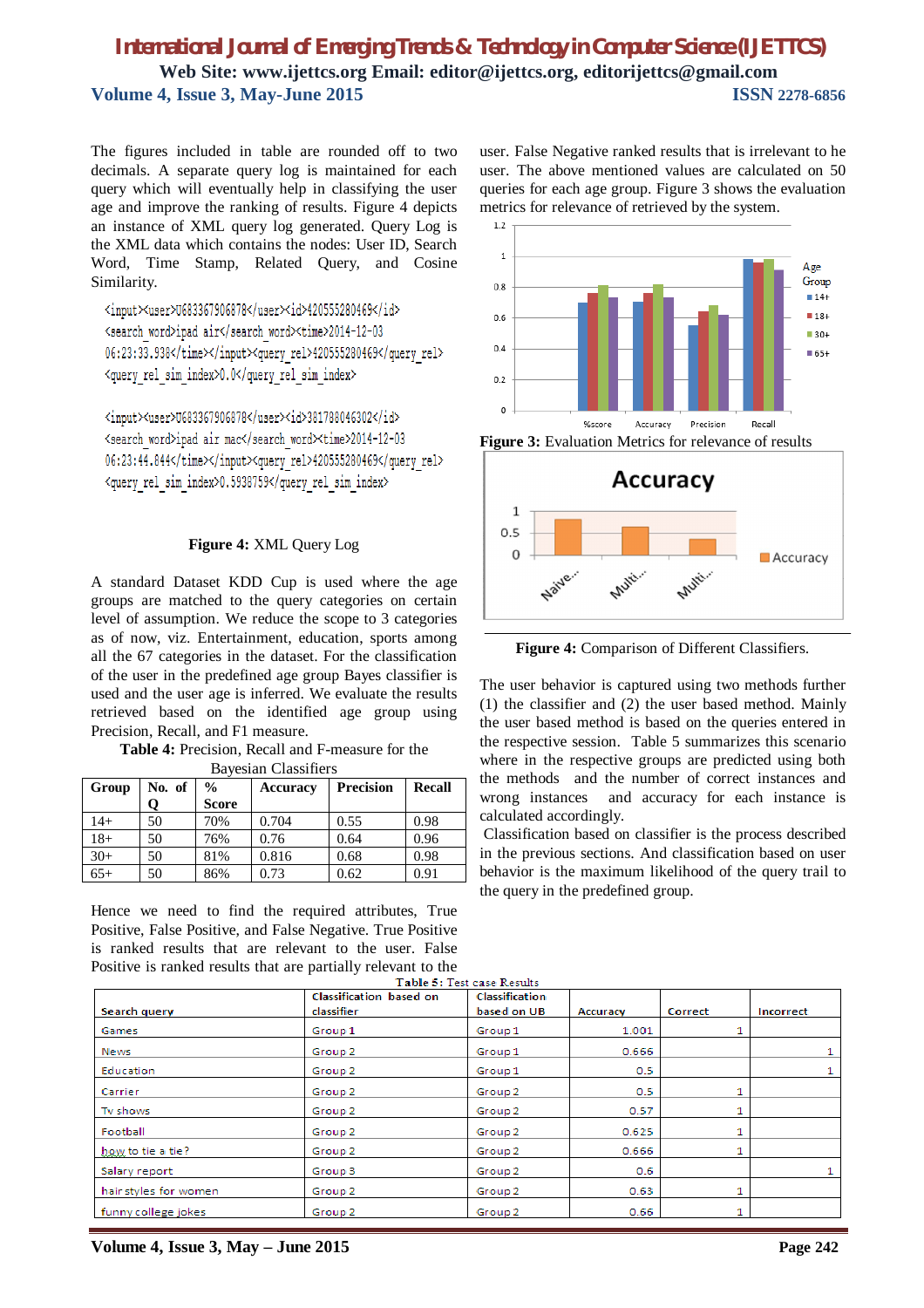The figures included in table are rounded off to two decimals. A separate query log is maintained for each query which will eventually help in classifying the user age and improve the ranking of results. Figure 4 depicts an instance of XML query log generated. Query Log is the XML data which contains the nodes: User ID, Search Word, Time Stamp, Related Query, and Cosine Similarity.

```
<input><user>U683367906878</user><id>420555280469</id>
<search_word>ipad air</search_word><time>2014-12-03
06:23:33.938</time></input><query_rel>420555280469</query_rel>
<query_rel_sim_index>0.0</query_rel_sim_index>

<input><user>U683367906878</user><id>381788046302</id>
<search_word>ipad air mac</search_word><time>2014-12-03
06:23:44.844</time></input><query_rel>420555280469</query_rel>
<query_rel_sim_index>0.5938759</query_rel_sim_index>
```

**Figure 4:** XML Query Log

A standard Dataset KDD Cup is used where the age groups are matched to the query categories on certain level of assumption. We reduce the scope to 3 categories as of now, viz. Entertainment, education, sports among all the 67 categories in the dataset. For the classification of the user in the predefined age group Bayes classifier is used and the user age is inferred. We evaluate the results retrieved based on the identified age group using Precision, Recall, and F1 measure.

**Table 4:** Precision, Recall and F-measure for the Bayesian Classifiers

| Group | No. of Q | % Score | Accuracy | Precision | Recall |
|---|---|---|---|---|---|
| 14+ | 50 | 70% | 0.704 | 0.55 | 0.98 |
| 18+ | 50 | 76% | 0.76 | 0.64 | 0.96 |
| 30+ | 50 | 81% | 0.816 | 0.68 | 0.98 |
| 65+ | 50 | 86% | 0.73 | 0.62 | 0.91 |

Hence we need to find the required attributes, True Positive, False Positive, and False Negative. True Positive is ranked results that are relevant to the user. False Positive is ranked results that are partially relevant to the user. False Negative ranked results that is irrelevant to he user. The above mentioned values are calculated on 50 queries for each age group. Figure 3 shows the evaluation metrics for relevance of retrieved by the system.

**Figure 3:** Evaluation Metrics for relevance of results

**Figure 4:** Comparison of Different Classifiers.

The user behavior is captured using two methods further (1) the classifier and (2) the user based method. Mainly the user based method is based on the queries entered in the respective session. Table 5 summarizes this scenario where in the respective groups are predicted using both the methods and the number of correct instances and wrong instances and accuracy for each instance is calculated accordingly.

Classification based on classifier is the process described in the previous sections. And classification based on user behavior is the maximum likelihood of the query trail to the query in the predefined group.

**Table 5:** Test case Results

| Search query | Classification based on classifier | Classification based on UB | Accuracy | Correct | Incorrect |
|---|---|---|---|---|---|
| Games | Group 1 | Group 1 | 1.001 | 1 | |
| News | Group 2 | Group 1 | 0.666 | | 1 |
| Education | Group 2 | Group 1 | 0.5 | | 1 |
| Carrier | Group 2 | Group 2 | 0.5 | 1 | |
| Tv shows | Group 2 | Group 2 | 0.57 | 1 | |
| Football | Group 2 | Group 2 | 0.625 | 1 | |
| how to tie a tie? | Group 2 | Group 2 | 0.666 | 1 | |
| Salary report | Group 3 | Group 2 | 0.6 | | 1 |
| hair styles for women | Group 2 | Group 2 | 0.63 | 1 | |
| funny college jokes | Group 2 | Group 2 | 0.66 | 1 | |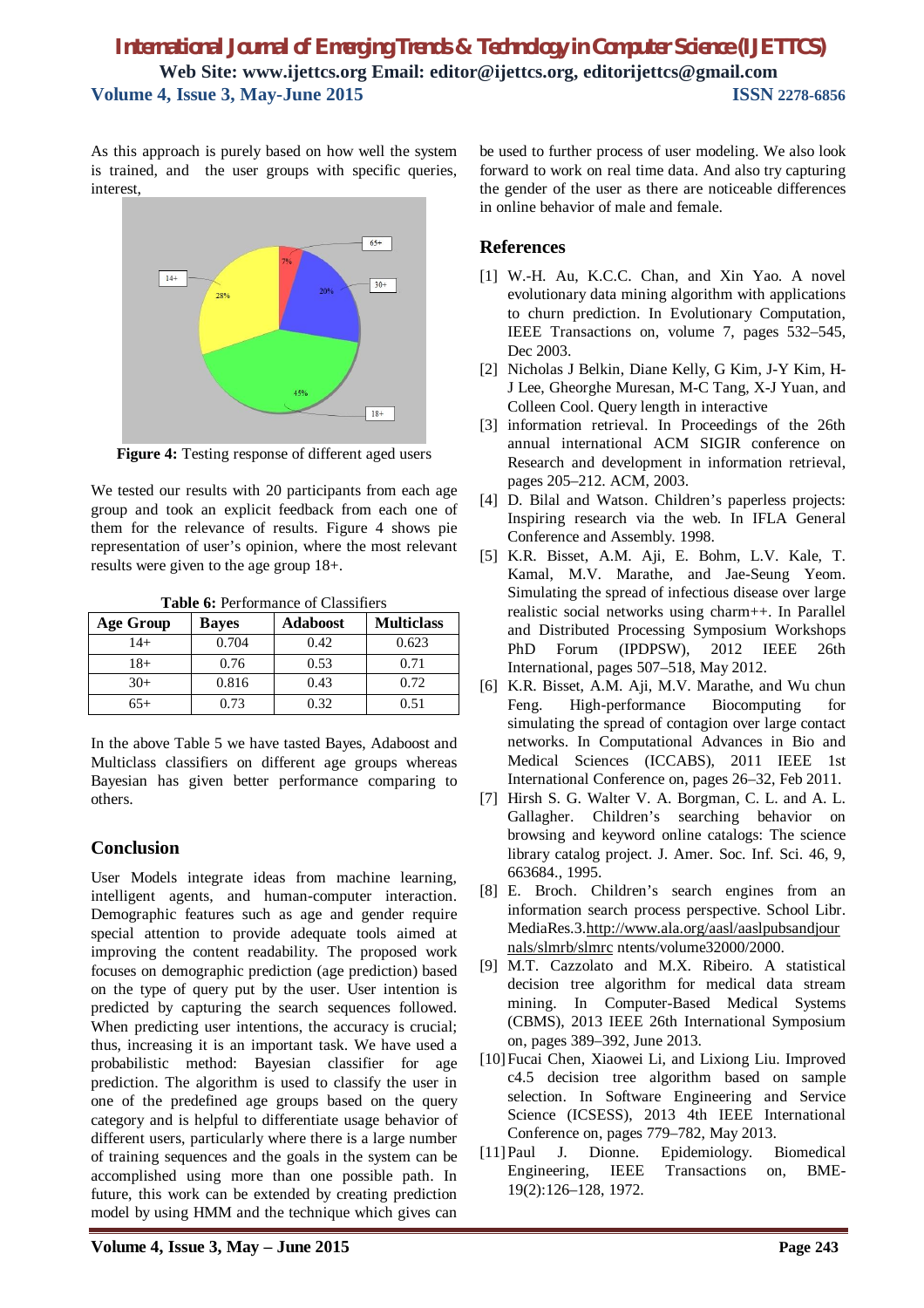As this approach is purely based on how well the system is trained, and the user groups with specific queries, interest,

**Figure 4:** Testing response of different aged users

We tested our results with 20 participants from each age group and took an explicit feedback from each one of them for the relevance of results. Figure 4 shows pie representation of user's opinion, where the most relevant results were given to the age group 18+.

**Table 6:** Performance of Classifiers

| Age Group | Bayes | Adaboost | Multiclass |
|---|---|---|---|
| 14+ | 0.704 | 0.42 | 0.623 |
| 18+ | 0.76 | 0.53 | 0.71 |
| 30+ | 0.816 | 0.43 | 0.72 |
| 65+ | 0.73 | 0.32 | 0.51 |

In the above Table 5 we have tasted Bayes, Adaboost and Multiclass classifiers on different age groups whereas Bayesian has given better performance comparing to others.

## Conclusion

User Models integrate ideas from machine learning, intelligent agents, and human-computer interaction. Demographic features such as age and gender require special attention to provide adequate tools aimed at improving the content readability. The proposed work focuses on demographic prediction (age prediction) based on the type of query put by the user. User intention is predicted by capturing the search sequences followed. When predicting user intentions, the accuracy is crucial; thus, increasing it is an important task. We have used a probabilistic method: Bayesian classifier for age prediction. The algorithm is used to classify the user in one of the predefined age groups based on the query category and is helpful to differentiate usage behavior of different users, particularly where there is a large number of training sequences and the goals in the system can be accomplished using more than one possible path. In future, this work can be extended by creating prediction model by using HMM and the technique which gives can be used to further process of user modeling. We also look forward to work on real time data. And also try capturing the gender of the user as there are noticeable differences in online behavior of male and female.

## References

[1] W.-H. Au, K.C.C. Chan, and Xin Yao. A novel evolutionary data mining algorithm with applications to churn prediction. In Evolutionary Computation, IEEE Transactions on, volume 7, pages 532–545, Dec 2003.

[2] Nicholas J Belkin, Diane Kelly, G Kim, J-Y Kim, H-J Lee, Gheorghe Muresan, M-C Tang, X-J Yuan, and Colleen Cool. Query length in interactive

[3] information retrieval. In Proceedings of the 26th annual international ACM SIGIR conference on Research and development in information retrieval, pages 205–212. ACM, 2003.

[4] D. Bilal and Watson. Children's paperless projects: Inspiring research via the web. In IFLA General Conference and Assembly. 1998.

[5] K.R. Bisset, A.M. Aji, E. Bohm, L.V. Kale, T. Kamal, M.V. Marathe, and Jae-Seung Yeom. Simulating the spread of infectious disease over large realistic social networks using charm++. In Parallel and Distributed Processing Symposium Workshops PhD Forum (IPDPSW), 2012 IEEE 26th International, pages 507–518, May 2012.

[6] K.R. Bisset, A.M. Aji, M.V. Marathe, and Wu chun Feng. High-performance Biocomputing for simulating the spread of contagion over large contact networks. In Computational Advances in Bio and Medical Sciences (ICCABS), 2011 IEEE 1st International Conference on, pages 26–32, Feb 2011.

[7] Hirsh S. G. Walter V. A. Borgman, C. L. and A. L. Gallagher. Children's searching behavior on browsing and keyword online catalogs: The science library catalog project. J. Amer. Soc. Inf. Sci. 46, 9, 663684., 1995.

[8] E. Broch. Children's search engines from an information search process perspective. School Libr. MediaRes.3.http://www.ala.org/aasl/aaslpubsandjournals/slmrb/slmrc ntents/volume32000/2000.

[9] M.T. Cazzolato and M.X. Ribeiro. A statistical decision tree algorithm for medical data stream mining. In Computer-Based Medical Systems (CBMS), 2013 IEEE 26th International Symposium on, pages 389–392, June 2013.

[10] Fucai Chen, Xiaowei Li, and Lixiong Liu. Improved c4.5 decision tree algorithm based on sample selection. In Software Engineering and Service Science (ICSESS), 2013 4th IEEE International Conference on, pages 779–782, May 2013.

[11] Paul J. Dionne. Epidemiology. Biomedical Engineering, IEEE Transactions on, BME-19(2):126–128, 1972.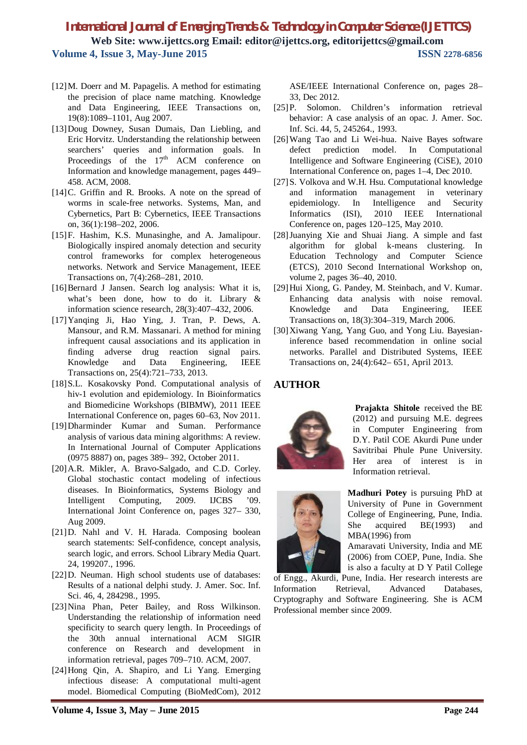[12] M. Doerr and M. Papagelis. A method for estimating the precision of place name matching. Knowledge and Data Engineering, IEEE Transactions on, 19(8):1089–1101, Aug 2007.

[13] Doug Downey, Susan Dumais, Dan Liebling, and Eric Horvitz. Understanding the relationship between searchers' queries and information goals. In Proceedings of the 17th ACM conference on Information and knowledge management, pages 449–458. ACM, 2008.

[14] C. Griffin and R. Brooks. A note on the spread of worms in scale-free networks. Systems, Man, and Cybernetics, Part B: Cybernetics, IEEE Transactions on, 36(1):198–202, 2006.

[15] F. Hashim, K.S. Munasinghe, and A. Jamalipour. Biologically inspired anomaly detection and security control frameworks for complex heterogeneous networks. Network and Service Management, IEEE Transactions on, 7(4):268–281, 2010.

[16] Bernard J Jansen. Search log analysis: What it is, what's been done, how to do it. Library & information science research, 28(3):407–432, 2006.

[17] Yanqing Ji, Hao Ying, J. Tran, P. Dews, A. Mansour, and R.M. Massanari. A method for mining infrequent causal associations and its application in finding adverse drug reaction signal pairs. Knowledge and Data Engineering, IEEE Transactions on, 25(4):721–733, 2013.

[18] S.L. Kosakovsky Pond. Computational analysis of hiv-1 evolution and epidemiology. In Bioinformatics and Biomedicine Workshops (BIBMW), 2011 IEEE International Conference on, pages 60–63, Nov 2011.

[19] Dharminder Kumar and Suman. Performance analysis of various data mining algorithms: A review. In International Journal of Computer Applications (0975 8887) on, pages 389– 392, October 2011.

[20] A.R. Mikler, A. Bravo-Salgado, and C.D. Corley. Global stochastic contact modeling of infectious diseases. In Bioinformatics, Systems Biology and Intelligent Computing, 2009. IJCBS '09. International Joint Conference on, pages 327– 330, Aug 2009.

[21] D. Nahl and V. H. Harada. Composing boolean search statements: Self-confidence, concept analysis, search logic, and errors. School Library Media Quart. 24, 199207., 1996.

[22] D. Neuman. High school students use of databases: Results of a national delphi study. J. Amer. Soc. Inf. Sci. 46, 4, 284298., 1995.

[23] Nina Phan, Peter Bailey, and Ross Wilkinson. Understanding the relationship of information need specificity to search query length. In Proceedings of the 30th annual international ACM SIGIR conference on Research and development in information retrieval, pages 709–710. ACM, 2007.

[24] Hong Qin, A. Shapiro, and Li Yang. Emerging infectious disease: A computational multi-agent model. Biomedical Computing (BioMedCom), 2012 ASE/IEEE International Conference on, pages 28–33, Dec 2012.

[25] P. Solomon. Children's information retrieval behavior: A case analysis of an opac. J. Amer. Soc. Inf. Sci. 44, 5, 245264., 1993.

[26] Wang Tao and Li Wei-hua. Naive Bayes software defect prediction model. In Computational Intelligence and Software Engineering (CiSE), 2010 International Conference on, pages 1–4, Dec 2010.

[27] S. Volkova and W.H. Hsu. Computational knowledge and information management in veterinary epidemiology. In Intelligence and Security Informatics (ISI), 2010 IEEE International Conference on, pages 120–125, May 2010.

[28] Juanying Xie and Shuai Jiang. A simple and fast algorithm for global k-means clustering. In Education Technology and Computer Science (ETCS), 2010 Second International Workshop on, volume 2, pages 36–40, 2010.

[29] Hui Xiong, G. Pandey, M. Steinbach, and V. Kumar. Enhancing data analysis with noise removal. Knowledge and Data Engineering, IEEE Transactions on, 18(3):304–319, March 2006.

[30] Xiwang Yang, Yang Guo, and Yong Liu. Bayesian-inference based recommendation in online social networks. Parallel and Distributed Systems, IEEE Transactions on, 24(4):642– 651, April 2013.

## AUTHOR

**Prajakta Shitole** received the BE (2012) and pursuing M.E. degrees in Computer Engineering from D.Y. Patil COE Akurdi Pune under Savitribai Phule Pune University. Her area of interest is in Information retrieval.

**Madhuri Potey** is pursuing PhD at University of Pune in Government College of Engineering, Pune, India. She acquired BE(1993) and MBA(1996) from Amaravati University, India and ME (2006) from COEP, Pune, India. She is also a faculty at D Y Patil College of Engg., Akurdi, Pune, India. Her research interests are Information Retrieval, Advanced Databases, Cryptography and Software Engineering. She is ACM Professional member since 2009.